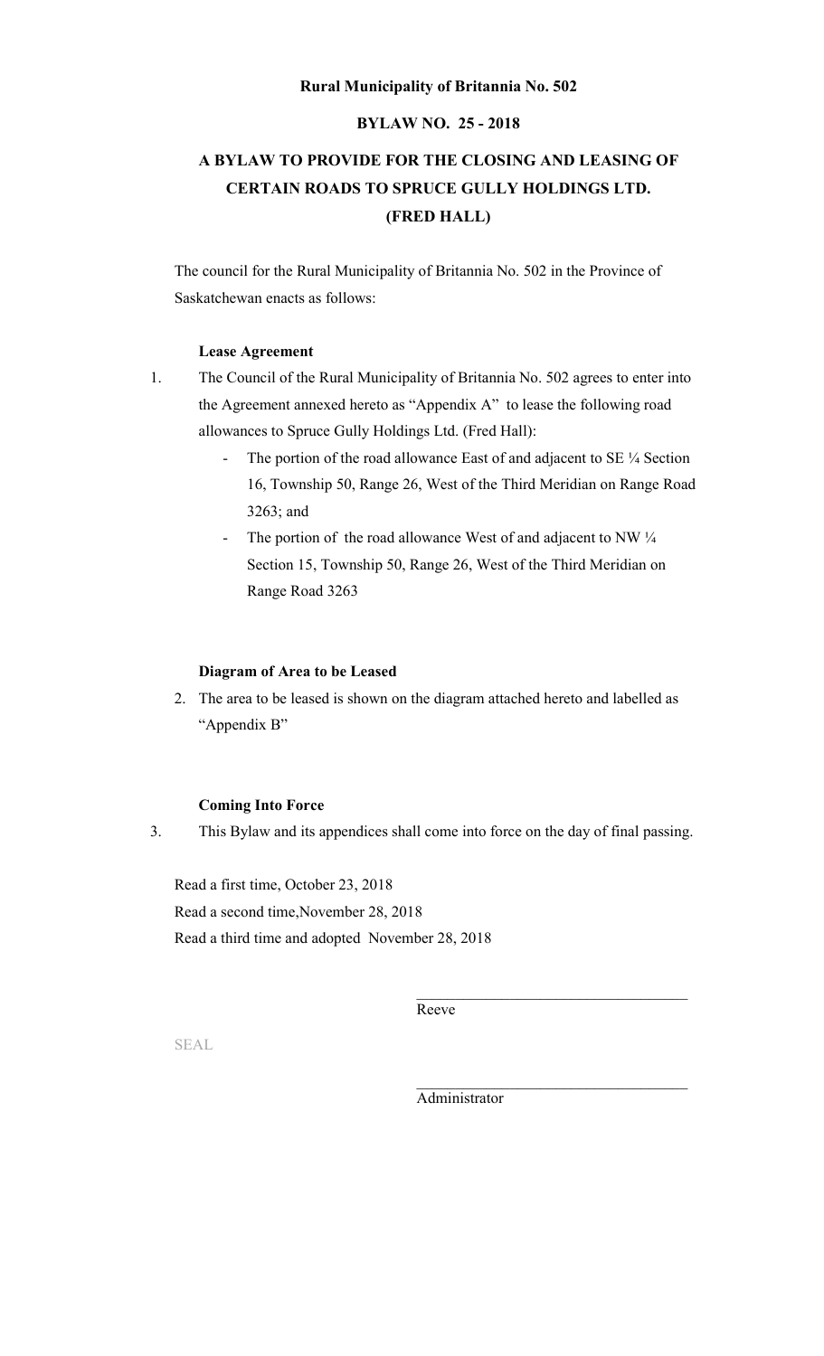**Rural Municipality of Britannia No. 502**

**BYLAW NO. 25 - 2018**

# A BYLAW TO PROVIDE FOR THE CLOSING AND LEASING OF CERTAIN ROADS TO SPRUCE GULLY HOLDINGS LTD. (FRED HALL)

The council for the Rural Municipality of Britannia No. 502 in the Province of Saskatchewan enacts as follows:

**Lease Agreement**

1. The Council of the Rural Municipality of Britannia No. 502 agrees to enter into the Agreement annexed hereto as "Appendix A" to lease the following road allowances to Spruce Gully Holdings Ltd. (Fred Hall):
   - The portion of the road allowance East of and adjacent to SE ¼ Section 16, Township 50, Range 26, West of the Third Meridian on Range Road 3263; and
   - The portion of the road allowance West of and adjacent to NW ¼ Section 15, Township 50, Range 26, West of the Third Meridian on Range Road 3263

**Diagram of Area to be Leased**

2. The area to be leased is shown on the diagram attached hereto and labelled as "Appendix B"

**Coming Into Force**

3. This Bylaw and its appendices shall come into force on the day of final passing.

Read a first time, October 23, 2018

Read a second time,November 28, 2018

Read a third time and adopted November 28, 2018

\_\_\_\_\_\_\_\_\_\_\_\_\_\_\_\_\_\_\_\_\_\_\_\_\_\_\_\_\_\_\_\_\_\_\_

Reeve

SEAL

\_\_\_\_\_\_\_\_\_\_\_\_\_\_\_\_\_\_\_\_\_\_\_\_\_\_\_\_\_\_\_\_\_\_\_

Administrator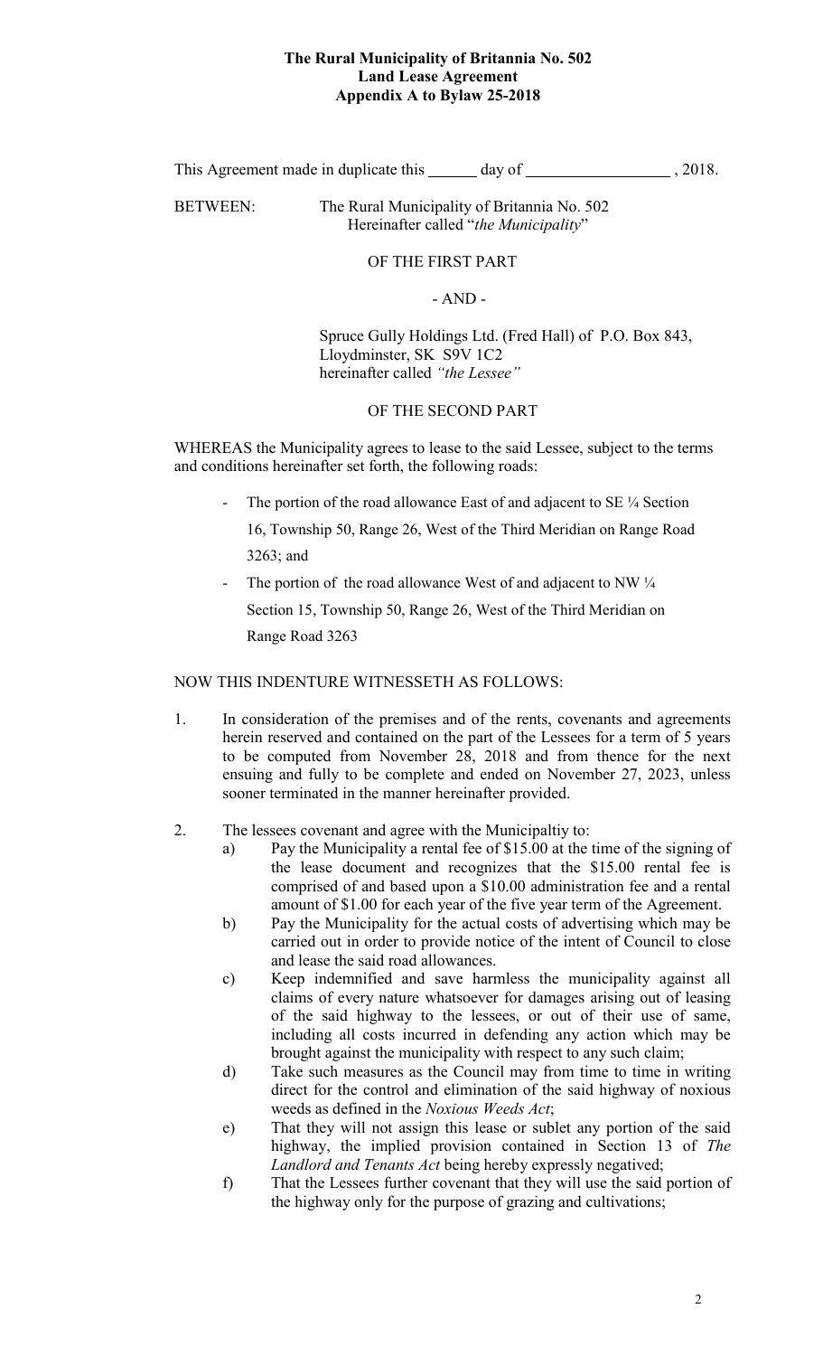**The Rural Municipality of Britannia No. 502**
**Land Lease Agreement**
**Appendix A to Bylaw 25-2018**

This Agreement made in duplicate this ______ day of __________________ , 2018.

BETWEEN: The Rural Municipality of Britannia No. 502
Hereinafter called "*the Municipality*"

OF THE FIRST PART

- AND -

Spruce Gully Holdings Ltd. (Fred Hall) of P.O. Box 843,
Lloydminster, SK S9V 1C2
hereinafter called *"the Lessee"*

OF THE SECOND PART

WHEREAS the Municipality agrees to lease to the said Lessee, subject to the terms and conditions hereinafter set forth, the following roads:

- The portion of the road allowance East of and adjacent to SE ¼ Section 16, Township 50, Range 26, West of the Third Meridian on Range Road 3263; and
- The portion of the road allowance West of and adjacent to NW ¼ Section 15, Township 50, Range 26, West of the Third Meridian on Range Road 3263

NOW THIS INDENTURE WITNESSETH AS FOLLOWS:

1. In consideration of the premises and of the rents, covenants and agreements herein reserved and contained on the part of the Lessees for a term of 5 years to be computed from November 28, 2018 and from thence for the next ensuing and fully to be complete and ended on November 27, 2023, unless sooner terminated in the manner hereinafter provided.

2. The lessees covenant and agree with the Municipaltiy to:
   a) Pay the Municipality a rental fee of $15.00 at the time of the signing of the lease document and recognizes that the $15.00 rental fee is comprised of and based upon a $10.00 administration fee and a rental amount of $1.00 for each year of the five year term of the Agreement.
   b) Pay the Municipality for the actual costs of advertising which may be carried out in order to provide notice of the intent of Council to close and lease the said road allowances.
   c) Keep indemnified and save harmless the municipality against all claims of every nature whatsoever for damages arising out of leasing of the said highway to the lessees, or out of their use of same, including all costs incurred in defending any action which may be brought against the municipality with respect to any such claim;
   d) Take such measures as the Council may from time to time in writing direct for the control and elimination of the said highway of noxious weeds as defined in the *Noxious Weeds Act*;
   e) That they will not assign this lease or sublet any portion of the said highway, the implied provision contained in Section 13 of *The Landlord and Tenants Act* being hereby expressly negatived;
   f) That the Lessees further covenant that they will use the said portion of the highway only for the purpose of grazing and cultivations;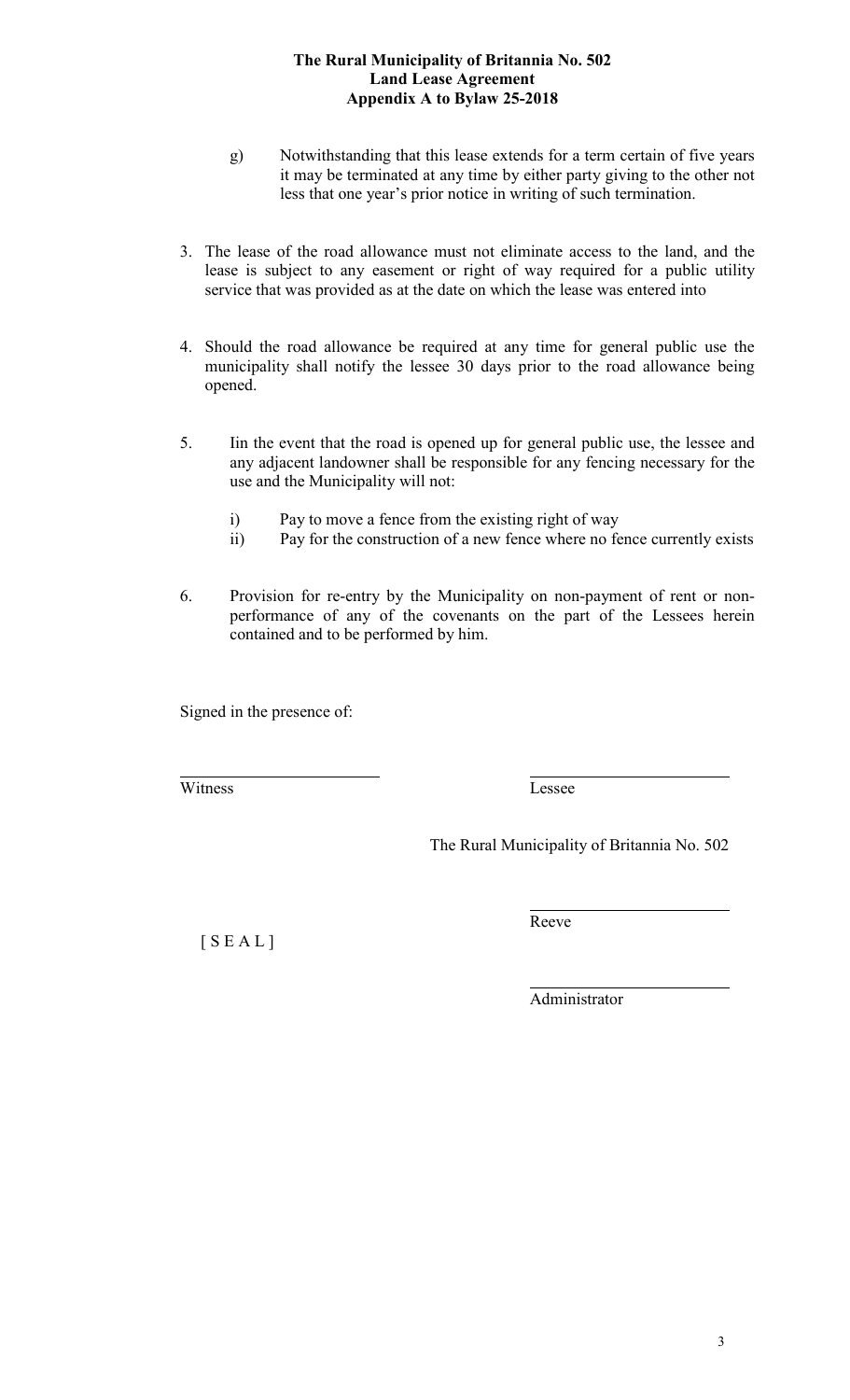**The Rural Municipality of Britannia No. 502**
**Land Lease Agreement**
**Appendix A to Bylaw 25-2018**

g) Notwithstanding that this lease extends for a term certain of five years it may be terminated at any time by either party giving to the other not less that one year's prior notice in writing of such termination.

3. The lease of the road allowance must not eliminate access to the land, and the lease is subject to any easement or right of way required for a public utility service that was provided as at the date on which the lease was entered into

4. Should the road allowance be required at any time for general public use the municipality shall notify the lessee 30 days prior to the road allowance being opened.

5. Iin the event that the road is opened up for general public use, the lessee and any adjacent landowner shall be responsible for any fencing necessary for the use and the Municipality will not:

   i) Pay to move a fence from the existing right of way
   ii) Pay for the construction of a new fence where no fence currently exists

6. Provision for re-entry by the Municipality on non-payment of rent or non-performance of any of the covenants on the part of the Lessees herein contained and to be performed by him.

Signed in the presence of:

\_\_\_\_\_\_\_\_\_\_\_\_\_\_\_\_\_\_\_\_\_\_\_\_ \_\_\_\_\_\_\_\_\_\_\_\_\_\_\_\_\_\_\_\_\_\_\_\_
Witness Lessee

The Rural Municipality of Britannia No. 502

\_\_\_\_\_\_\_\_\_\_\_\_\_\_\_\_\_\_\_\_\_\_\_\_
Reeve

[ S E A L ]

\_\_\_\_\_\_\_\_\_\_\_\_\_\_\_\_\_\_\_\_\_\_\_\_
Administrator